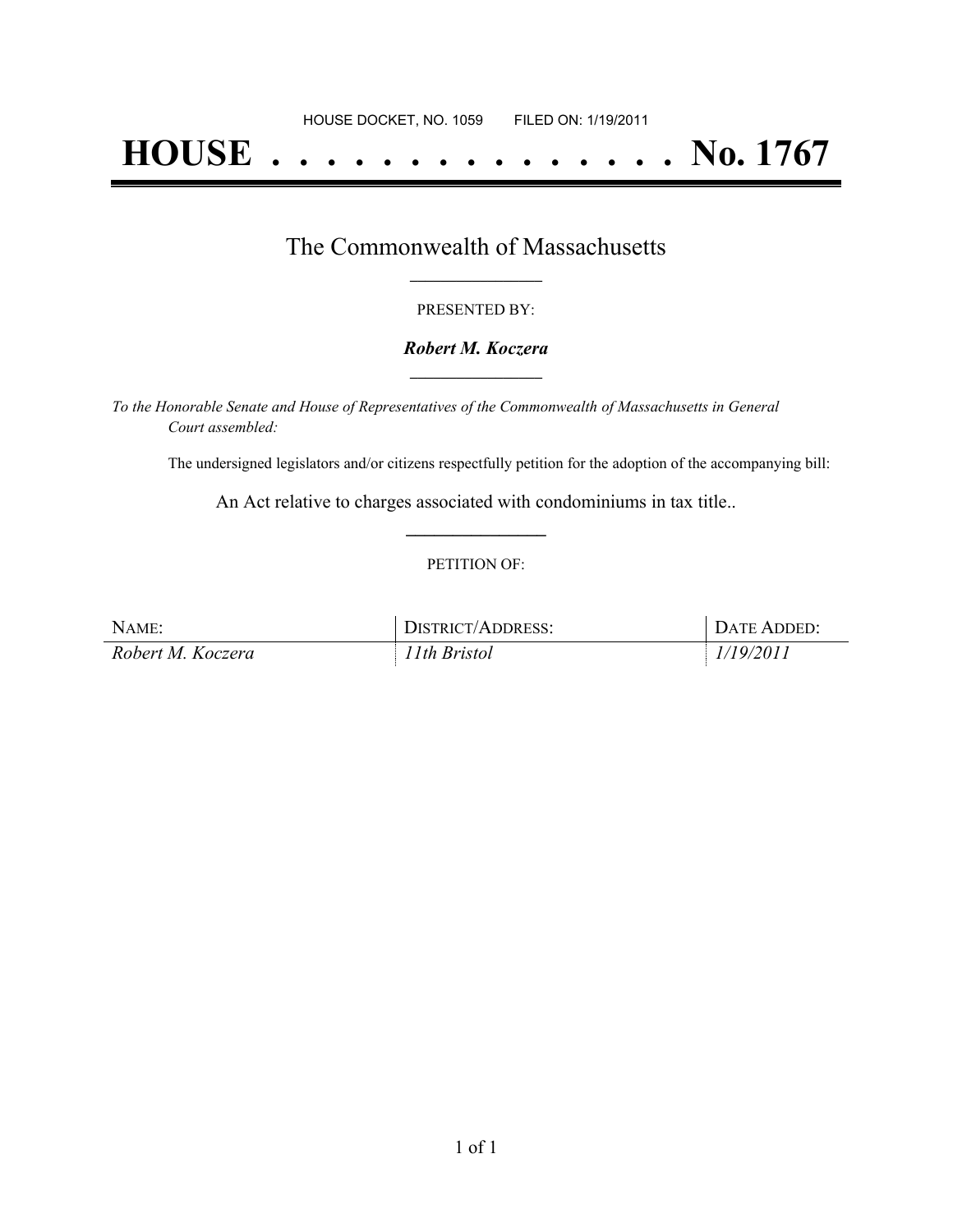HOUSE DOCKET, NO. 1059        FILED ON: 1/19/2011

# HOUSE . . . . . . . . . . . . . . . No. 1767

## The Commonwealth of Massachusetts

PRESENTED BY:

***Robert M. Koczera***

*To the Honorable Senate and House of Representatives of the Commonwealth of Massachusetts in General Court assembled:*

The undersigned legislators and/or citizens respectfully petition for the adoption of the accompanying bill:

An Act relative to charges associated with condominiums in tax title..

PETITION OF:

| NAME: | DISTRICT/ADDRESS: | DATE ADDED: |
| --- | --- | --- |
| *Robert M. Koczera* | *11th Bristol* | *1/19/2011* |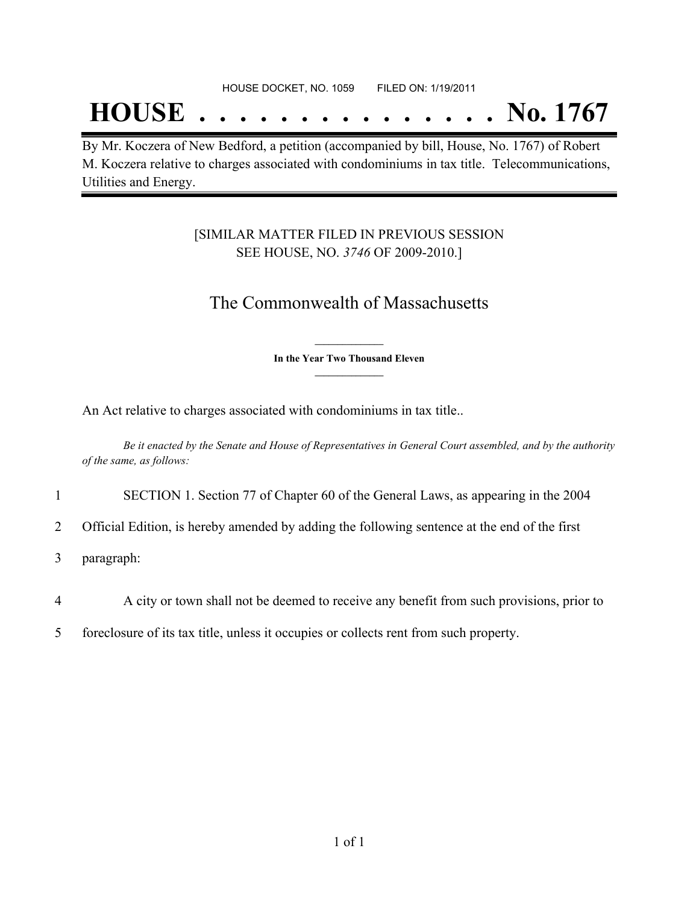HOUSE DOCKET, NO. 1059        FILED ON: 1/19/2011

# HOUSE . . . . . . . . . . . . . . . No. 1767

By Mr. Koczera of New Bedford, a petition (accompanied by bill, House, No. 1767) of Robert M. Koczera relative to charges associated with condominiums in tax title. Telecommunications, Utilities and Energy.

[SIMILAR MATTER FILED IN PREVIOUS SESSION
SEE HOUSE, NO. *3746* OF 2009-2010.]

## The Commonwealth of Massachusetts

**In the Year Two Thousand Eleven**

An Act relative to charges associated with condominiums in tax title..

*Be it enacted by the Senate and House of Representatives in General Court assembled, and by the authority of the same, as follows:*

1 SECTION 1. Section 77 of Chapter 60 of the General Laws, as appearing in the 2004

2 Official Edition, is hereby amended by adding the following sentence at the end of the first

3 paragraph:

4 A city or town shall not be deemed to receive any benefit from such provisions, prior to

5 foreclosure of its tax title, unless it occupies or collects rent from such property.